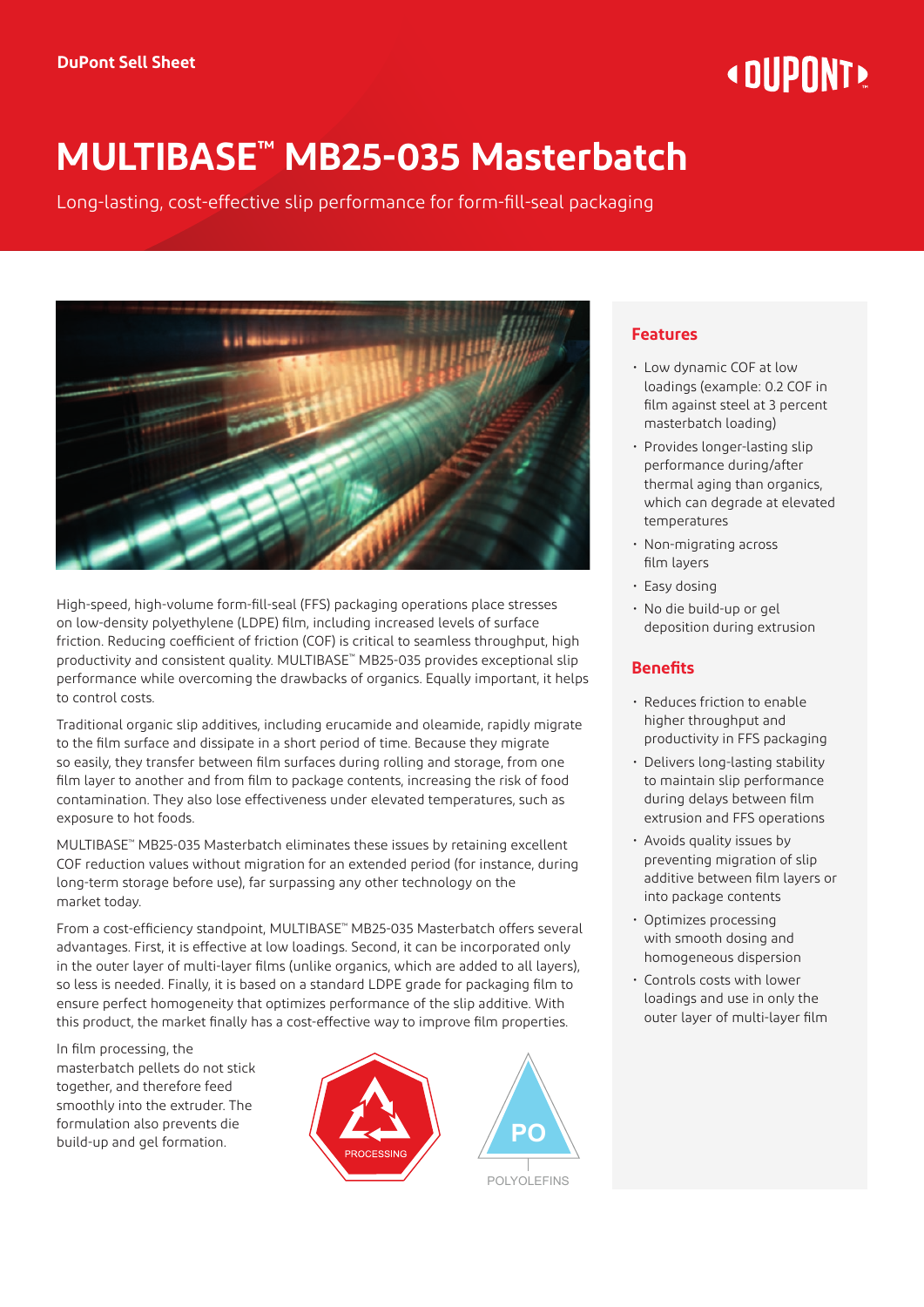DuPont Sell Sheet

# MULTIBASE™ MB25-035 Masterbatch

Long-lasting, cost-effective slip performance for form-fill-seal packaging

High-speed, high-volume form-fill-seal (FFS) packaging operations place stresses on low-density polyethylene (LDPE) film, including increased levels of surface friction. Reducing coefficient of friction (COF) is critical to seamless throughput, high productivity and consistent quality. MULTIBASE™ MB25-035 provides exceptional slip performance while overcoming the drawbacks of organics. Equally important, it helps to control costs.

Traditional organic slip additives, including erucamide and oleamide, rapidly migrate to the film surface and dissipate in a short period of time. Because they migrate so easily, they transfer between film surfaces during rolling and storage, from one film layer to another and from film to package contents, increasing the risk of food contamination. They also lose effectiveness under elevated temperatures, such as exposure to hot foods.

MULTIBASE™ MB25-035 Masterbatch eliminates these issues by retaining excellent COF reduction values without migration for an extended period (for instance, during long-term storage before use), far surpassing any other technology on the market today.

From a cost-efficiency standpoint, MULTIBASE™ MB25-035 Masterbatch offers several advantages. First, it is effective at low loadings. Second, it can be incorporated only in the outer layer of multi-layer films (unlike organics, which are added to all layers), so less is needed. Finally, it is based on a standard LDPE grade for packaging film to ensure perfect homogeneity that optimizes performance of the slip additive. With this product, the market finally has a cost-effective way to improve film properties.

In film processing, the masterbatch pellets do not stick together, and therefore feed smoothly into the extruder. The formulation also prevents die build-up and gel formation.

PROCESSING

PO
POLYOLEFINS

## Features

- Low dynamic COF at low loadings (example: 0.2 COF in film against steel at 3 percent masterbatch loading)
- Provides longer-lasting slip performance during/after thermal aging than organics, which can degrade at elevated temperatures
- Non-migrating across film layers
- Easy dosing
- No die build-up or gel deposition during extrusion

## Benefits

- Reduces friction to enable higher throughput and productivity in FFS packaging
- Delivers long-lasting stability to maintain slip performance during delays between film extrusion and FFS operations
- Avoids quality issues by preventing migration of slip additive between film layers or into package contents
- Optimizes processing with smooth dosing and homogeneous dispersion
- Controls costs with lower loadings and use in only the outer layer of multi-layer film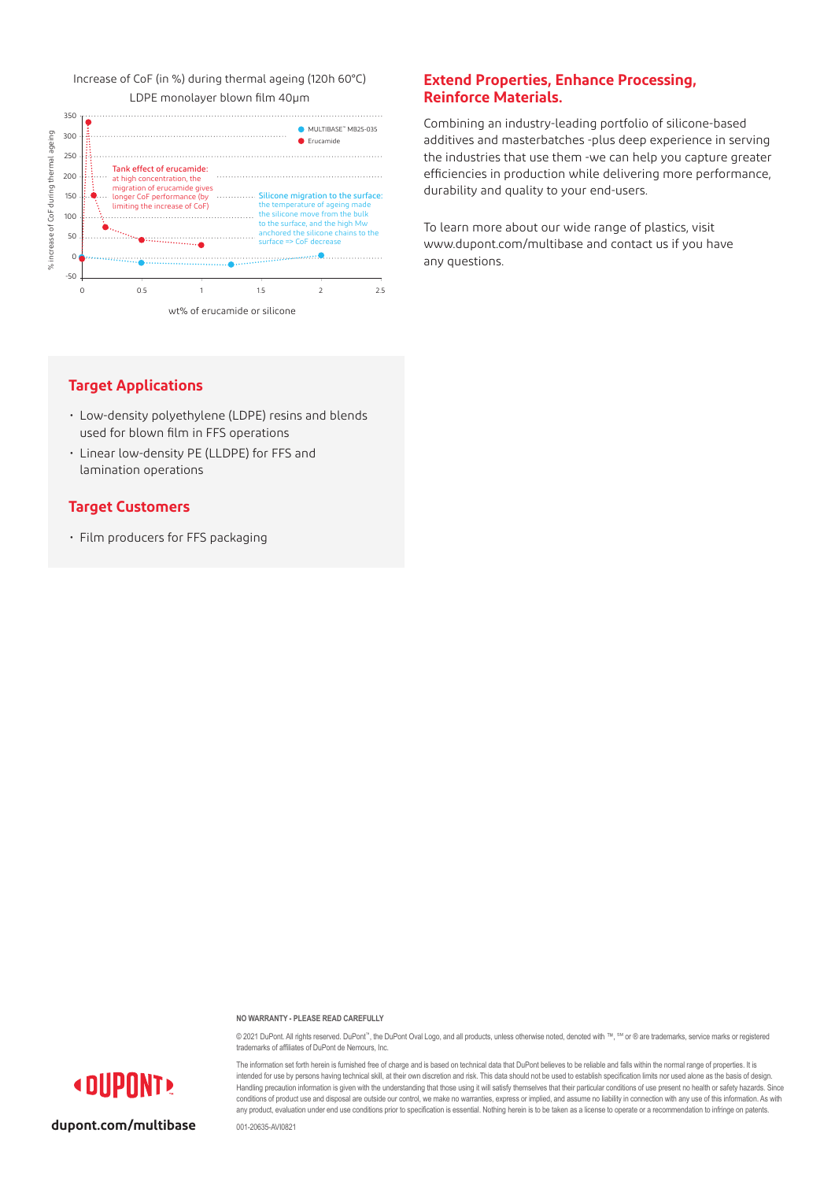Increase of CoF (in %) during thermal ageing (120h 60°C)

LDPE monolayer blown film 40μm

% increase of CoF during thermal ageing

350
300
250
200
150
100
50
0
-50

0
0.5
1
1.5
2
2.5

wt% of erucamide or silicone

MULTIBASE™ MB25-035

Erucamide

Tank effect of erucamide: at high concentration, the migration of erucamide gives longer CoF performance (by limiting the increase of CoF)

Silicone migration to the surface: the temperature of ageing made the silicone move from the bulk to the surface, and the high Mw anchored the silicone chains to the surface => CoF decrease

## Extend Properties, Enhance Processing, Reinforce Materials.

Combining an industry-leading portfolio of silicone-based additives and masterbatches -plus deep experience in serving the industries that use them -we can help you capture greater efficiencies in production while delivering more performance, durability and quality to your end-users.

To learn more about our wide range of plastics, visit www.dupont.com/multibase and contact us if you have any questions.

## Target Applications

- Low-density polyethylene (LDPE) resins and blends used for blown film in FFS operations
- Linear low-density PE (LLDPE) for FFS and lamination operations

## Target Customers

- Film producers for FFS packaging

**NO WARRANTY - PLEASE READ CAREFULLY**

© 2021 DuPont. All rights reserved. DuPont™, the DuPont Oval Logo, and all products, unless otherwise noted, denoted with ™, ℠ or ® are trademarks, service marks or registered trademarks of affiliates of DuPont de Nemours, Inc.

The information set forth herein is furnished free of charge and is based on technical data that DuPont believes to be reliable and falls within the normal range of properties. It is intended for use by persons having technical skill, at their own discretion and risk. This data should not be used to establish specification limits nor used alone as the basis of design. Handling precaution information is given with the understanding that those using it will satisfy themselves that their particular conditions of use present no health or safety hazards. Since conditions of product use and disposal are outside our control, we make no warranties, express or implied, and assume no liability in connection with any use of this information. As with any product, evaluation under end use conditions prior to specification is essential. Nothing herein is to be taken as a license to operate or a recommendation to infringe on patents.

001-20635-AVI0821

DUPONT

**dupont.com/multibase**